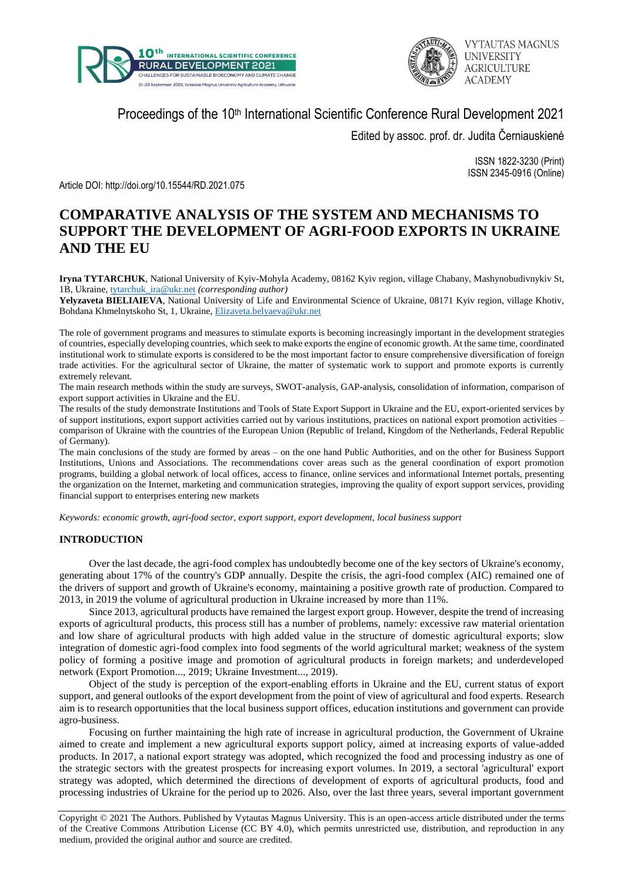Proceedings of the 10th International Scientific Conference Rural Development 2021

Edited by assoc. prof. dr. Judita Černiauskienė

ISSN 1822-3230 (Print)
ISSN 2345-0916 (Online)

Article DOI: http://doi.org/10.15544/RD.2021.075

# COMPARATIVE ANALYSIS OF THE SYSTEM AND MECHANISMS TO SUPPORT THE DEVELOPMENT OF AGRI-FOOD EXPORTS IN UKRAINE AND THE EU

**Iryna TYTARCHUK**, National University of Kyiv-Mohyla Academy, 08162 Kyiv region, village Chabany, Mashynobudivnykiv St, 1B, Ukraine, tytarchuk_ira@ukr.net *(corresponding author)*

**Yelyzaveta BIELIAIEVA**, National University of Life and Environmental Science of Ukraine, 08171 Kyiv region, village Khotiv, Bohdana Khmelnytskoho St, 1, Ukraine, Elizaveta.belyaeva@ukr.net

The role of government programs and measures to stimulate exports is becoming increasingly important in the development strategies of countries, especially developing countries, which seek to make exports the engine of economic growth. At the same time, coordinated institutional work to stimulate exports is considered to be the most important factor to ensure comprehensive diversification of foreign trade activities. For the agricultural sector of Ukraine, the matter of systematic work to support and promote exports is currently extremely relevant.

The main research methods within the study are surveys, SWOT-analysis, GAP-analysis, consolidation of information, comparison of export support activities in Ukraine and the EU.

The results of the study demonstrate Institutions and Tools of State Export Support in Ukraine and the EU, export-oriented services by of support institutions, export support activities carried out by various institutions, practices on national export promotion activities – comparison of Ukraine with the countries of the European Union (Republic of Ireland, Kingdom of the Netherlands, Federal Republic of Germany).

The main conclusions of the study are formed by areas – on the one hand Public Authorities, and on the other for Business Support Institutions, Unions and Associations. The recommendations cover areas such as the general coordination of export promotion programs, building a global network of local offices, access to finance, online services and informational Internet portals, presenting the organization on the Internet, marketing and communication strategies, improving the quality of export support services, providing financial support to enterprises entering new markets

*Keywords: economic growth, agri-food sector, export support, export development, local business support*

## INTRODUCTION

Over the last decade, the agri-food complex has undoubtedly become one of the key sectors of Ukraine's economy, generating about 17% of the country's GDP annually. Despite the crisis, the agri-food complex (AIC) remained one of the drivers of support and growth of Ukraine's economy, maintaining a positive growth rate of production. Compared to 2013, in 2019 the volume of agricultural production in Ukraine increased by more than 11%.

Since 2013, agricultural products have remained the largest export group. However, despite the trend of increasing exports of agricultural products, this process still has a number of problems, namely: excessive raw material orientation and low share of agricultural products with high added value in the structure of domestic agricultural exports; slow integration of domestic agri-food complex into food segments of the world agricultural market; weakness of the system policy of forming a positive image and promotion of agricultural products in foreign markets; and underdeveloped network (Export Promotion..., 2019; Ukraine Investment..., 2019).

Object of the study is perception of the export-enabling efforts in Ukraine and the EU, current status of export support, and general outlooks of the export development from the point of view of agricultural and food experts. Research aim is to research opportunities that the local business support offices, education institutions and government can provide agro-business.

Focusing on further maintaining the high rate of increase in agricultural production, the Government of Ukraine aimed to create and implement a new agricultural exports support policy, aimed at increasing exports of value-added products. In 2017, a national export strategy was adopted, which recognized the food and processing industry as one of the strategic sectors with the greatest prospects for increasing export volumes. In 2019, a sectoral 'agricultural' export strategy was adopted, which determined the directions of development of exports of agricultural products, food and processing industries of Ukraine for the period up to 2026. Also, over the last three years, several important government

Copyright © 2021 The Authors. Published by Vytautas Magnus University. This is an open-access article distributed under the terms of the Creative Commons Attribution License (CC BY 4.0), which permits unrestricted use, distribution, and reproduction in any medium, provided the original author and source are credited.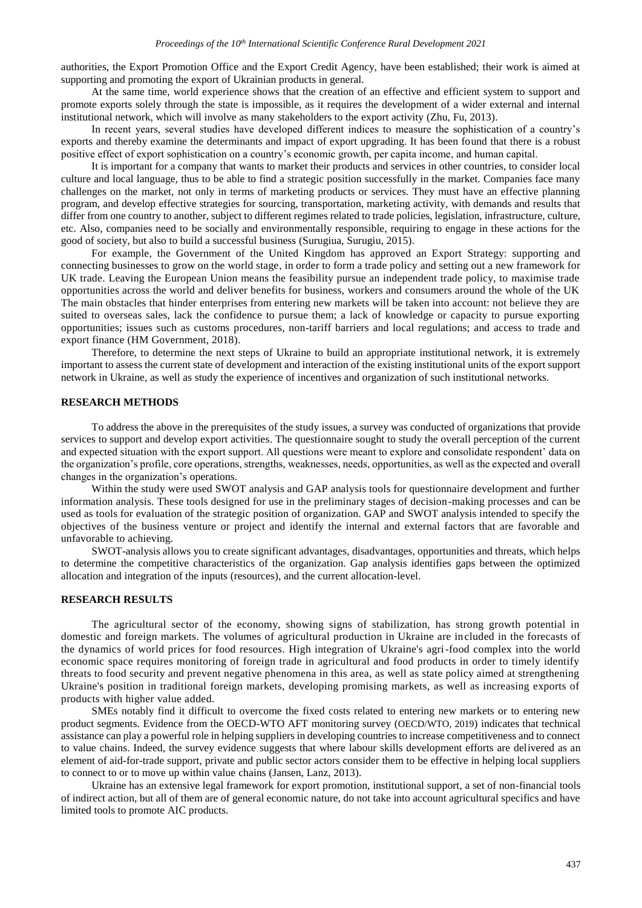authorities, the Export Promotion Office and the Export Credit Agency, have been established; their work is aimed at supporting and promoting the export of Ukrainian products in general.

At the same time, world experience shows that the creation of an effective and efficient system to support and promote exports solely through the state is impossible, as it requires the development of a wider external and internal institutional network, which will involve as many stakeholders to the export activity (Zhu, Fu, 2013).

In recent years, several studies have developed different indices to measure the sophistication of a country's exports and thereby examine the determinants and impact of export upgrading. It has been found that there is a robust positive effect of export sophistication on a country's economic growth, per capita income, and human capital.

It is important for a company that wants to market their products and services in other countries, to consider local culture and local language, thus to be able to find a strategic position successfully in the market. Companies face many challenges on the market, not only in terms of marketing products or services. They must have an effective planning program, and develop effective strategies for sourcing, transportation, marketing activity, with demands and results that differ from one country to another, subject to different regimes related to trade policies, legislation, infrastructure, culture, etc. Also, companies need to be socially and environmentally responsible, requiring to engage in these actions for the good of society, but also to build a successful business (Surugiua, Surugiu, 2015).

For example, the Government of the United Kingdom has approved an Export Strategy: supporting and connecting businesses to grow on the world stage, in order to form a trade policy and setting out a new framework for UK trade. Leaving the European Union means the feasibility pursue an independent trade policy, to maximise trade opportunities across the world and deliver benefits for business, workers and consumers around the whole of the UK The main obstacles that hinder enterprises from entering new markets will be taken into account: not believe they are suited to overseas sales, lack the confidence to pursue them; a lack of knowledge or capacity to pursue exporting opportunities; issues such as customs procedures, non-tariff barriers and local regulations; and access to trade and export finance (HM Government, 2018).

Therefore, to determine the next steps of Ukraine to build an appropriate institutional network, it is extremely important to assess the current state of development and interaction of the existing institutional units of the export support network in Ukraine, as well as study the experience of incentives and organization of such institutional networks.

## RESEARCH METHODS

To address the above in the prerequisites of the study issues, a survey was conducted of organizations that provide services to support and develop export activities. The questionnaire sought to study the overall perception of the current and expected situation with the export support. All questions were meant to explore and consolidate respondent' data on the organization's profile, core operations, strengths, weaknesses, needs, opportunities, as well as the expected and overall changes in the organization's operations.

Within the study were used SWOT analysis and GAP analysis tools for questionnaire development and further information analysis. These tools designed for use in the preliminary stages of decision-making processes and can be used as tools for evaluation of the strategic position of organization. GAP and SWOT analysis intended to specify the objectives of the business venture or project and identify the internal and external factors that are favorable and unfavorable to achieving.

SWOT-analysis allows you to create significant advantages, disadvantages, opportunities and threats, which helps to determine the competitive characteristics of the organization. Gap analysis identifies gaps between the optimized allocation and integration of the inputs (resources), and the current allocation-level.

## RESEARCH RESULTS

The agricultural sector of the economy, showing signs of stabilization, has strong growth potential in domestic and foreign markets. The volumes of agricultural production in Ukraine are included in the forecasts of the dynamics of world prices for food resources. High integration of Ukraine's agri-food complex into the world economic space requires monitoring of foreign trade in agricultural and food products in order to timely identify threats to food security and prevent negative phenomena in this area, as well as state policy aimed at strengthening Ukraine's position in traditional foreign markets, developing promising markets, as well as increasing exports of products with higher value added.

SMEs notably find it difficult to overcome the fixed costs related to entering new markets or to entering new product segments. Evidence from the OECD-WTO AFT monitoring survey (OECD/WTO, 2019) indicates that technical assistance can play a powerful role in helping suppliers in developing countries to increase competitiveness and to connect to value chains. Indeed, the survey evidence suggests that where labour skills development efforts are delivered as an element of aid-for-trade support, private and public sector actors consider them to be effective in helping local suppliers to connect to or to move up within value chains (Jansen, Lanz, 2013).

Ukraine has an extensive legal framework for export promotion, institutional support, a set of non-financial tools of indirect action, but all of them are of general economic nature, do not take into account agricultural specifics and have limited tools to promote AIC products.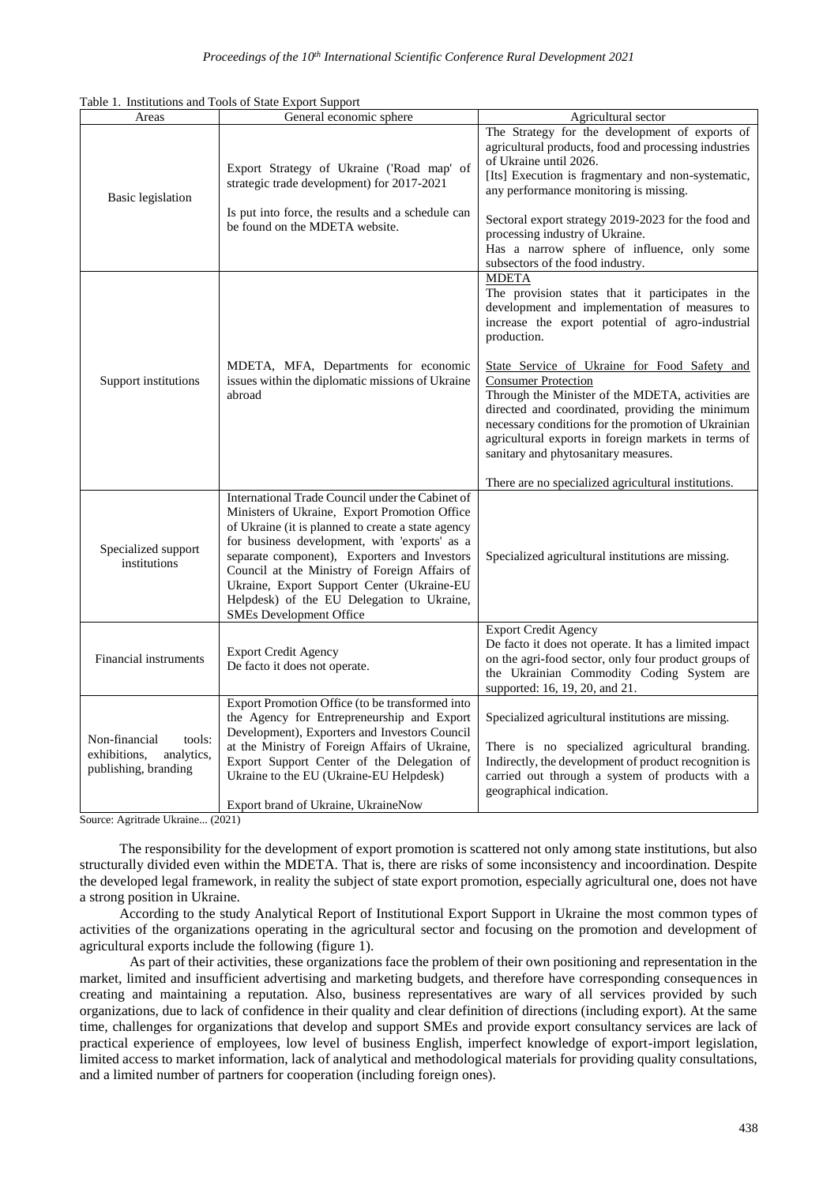Table 1. Institutions and Tools of State Export Support

| Areas | General economic sphere | Agricultural sector |
| --- | --- | --- |
| Basic legislation | Export Strategy of Ukraine ('Road map' of strategic trade development) for 2017-2021<br><br>Is put into force, the results and a schedule can be found on the MDETA website. | The Strategy for the development of exports of agricultural products, food and processing industries of Ukraine until 2026.<br>[Its] Execution is fragmentary and non-systematic, any performance monitoring is missing.<br><br>Sectoral export strategy 2019-2023 for the food and processing industry of Ukraine.<br>Has a narrow sphere of influence, only some subsectors of the food industry. |
| Support institutions | MDETA, MFA, Departments for economic issues within the diplomatic missions of Ukraine abroad | MDETA<br>The provision states that it participates in the development and implementation of measures to increase the export potential of agro-industrial production.<br><br>State Service of Ukraine for Food Safety and Consumer Protection<br>Through the Minister of the MDETA, activities are directed and coordinated, providing the minimum necessary conditions for the promotion of Ukrainian agricultural exports in foreign markets in terms of sanitary and phytosanitary measures.<br><br>There are no specialized agricultural institutions. |
| Specialized support institutions | International Trade Council under the Cabinet of Ministers of Ukraine, Export Promotion Office of Ukraine (it is planned to create a state agency for business development, with 'exports' as a separate component), Exporters and Investors Council at the Ministry of Foreign Affairs of Ukraine, Export Support Center (Ukraine-EU Helpdesk) of the EU Delegation to Ukraine, SMEs Development Office | Specialized agricultural institutions are missing. |
| Financial instruments | Export Credit Agency<br>De facto it does not operate. | Export Credit Agency<br>De facto it does not operate. It has a limited impact on the agri-food sector, only four product groups of the Ukrainian Commodity Coding System are supported: 16, 19, 20, and 21. |
| Non-financial tools: exhibitions, analytics, publishing, branding | Export Promotion Office (to be transformed into the Agency for Entrepreneurship and Export Development), Exporters and Investors Council at the Ministry of Foreign Affairs of Ukraine, Export Support Center of the Delegation of Ukraine to the EU (Ukraine-EU Helpdesk)<br><br>Export brand of Ukraine, UkraineNow | Specialized agricultural institutions are missing.<br><br>There is no specialized agricultural branding. Indirectly, the development of product recognition is carried out through a system of products with a geographical indication. |

Source: Agritrade Ukraine... (2021)

The responsibility for the development of export promotion is scattered not only among state institutions, but also structurally divided even within the MDETA. That is, there are risks of some inconsistency and incoordination. Despite the developed legal framework, in reality the subject of state export promotion, especially agricultural one, does not have a strong position in Ukraine.

According to the study Analytical Report of Institutional Export Support in Ukraine the most common types of activities of the organizations operating in the agricultural sector and focusing on the promotion and development of agricultural exports include the following (figure 1).

As part of their activities, these organizations face the problem of their own positioning and representation in the market, limited and insufficient advertising and marketing budgets, and therefore have corresponding consequences in creating and maintaining a reputation. Also, business representatives are wary of all services provided by such organizations, due to lack of confidence in their quality and clear definition of directions (including export). At the same time, challenges for organizations that develop and support SMEs and provide export consultancy services are lack of practical experience of employees, low level of business English, imperfect knowledge of export-import legislation, limited access to market information, lack of analytical and methodological materials for providing quality consultations, and a limited number of partners for cooperation (including foreign ones).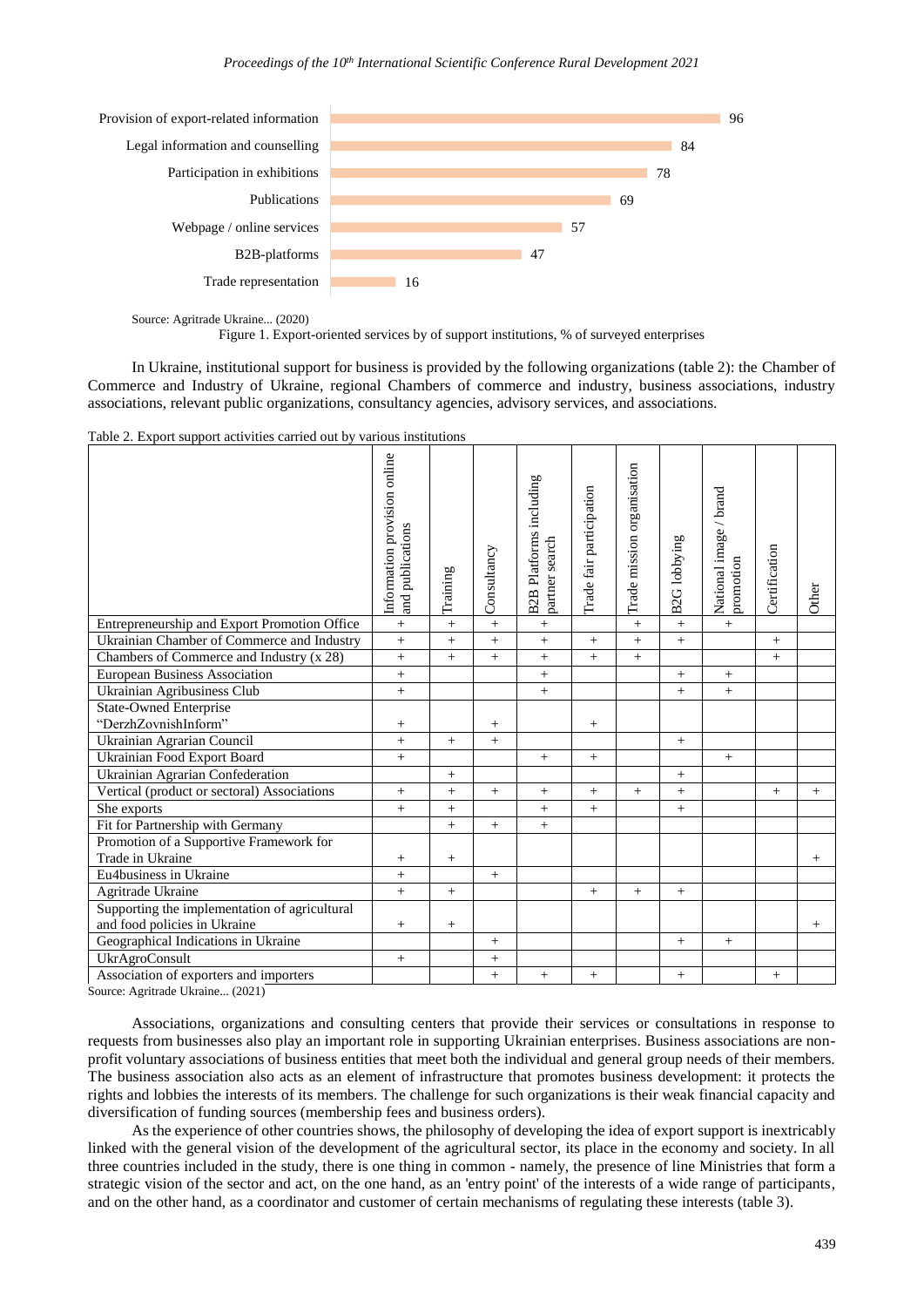| Export-oriented service | % of surveyed enterprises |
|---|---|
| Provision of export-related information | 96 |
| Legal information and counselling | 84 |
| Participation in exhibitions | 78 |
| Publications | 69 |
| Webpage / online services | 57 |
| B2B-platforms | 47 |
| Trade representation | 16 |

Source: Agritrade Ukraine... (2020)

Figure 1. Export-oriented services by of support institutions, % of surveyed enterprises

In Ukraine, institutional support for business is provided by the following organizations (table 2): the Chamber of Commerce and Industry of Ukraine, regional Chambers of commerce and industry, business associations, industry associations, relevant public organizations, consultancy agencies, advisory services, and associations.

Table 2. Export support activities carried out by various institutions

| | Information provision online and publications | Training | Consultancy | B2B Platforms including partner search | Trade fair participation | Trade mission organisation | B2G lobbying | National image / brand promotion | Certification | Other |
|---|---|---|---|---|---|---|---|---|---|---|
| Entrepreneurship and Export Promotion Office | + | + | + | + | | + | + | + | | |
| Ukrainian Chamber of Commerce and Industry | + | + | + | + | + | + | + | | + | |
| Chambers of Commerce and Industry (x 28) | + | + | + | + | + | + | | | + | |
| European Business Association | + | | | + | | | + | + | | |
| Ukrainian Agribusiness Club | + | | | + | | | + | + | | |
| State-Owned Enterprise "DerzhZovnishInform" | + | | + | | + | | | | | |
| Ukrainian Agrarian Council | + | + | + | | | | + | | | |
| Ukrainian Food Export Board | + | | | + | + | | | + | | |
| Ukrainian Agrarian Confederation | | + | | | | | + | | | |
| Vertical (product or sectoral) Associations | + | + | + | + | + | + | + | | + | + |
| She exports | + | + | | + | + | | + | | | |
| Fit for Partnership with Germany | | + | + | + | | | | | | |
| Promotion of a Supportive Framework for Trade in Ukraine | + | + | | | | | | | | + |
| Eu4business in Ukraine | + | | + | | | | | | | |
| Agritrade Ukraine | + | + | | | + | + | + | | | |
| Supporting the implementation of agricultural and food policies in Ukraine | + | + | | | | | | | | + |
| Geographical Indications in Ukraine | | | + | | | | + | + | | |
| UkrAgroConsult | + | | + | | | | | | | |
| Association of exporters and importers | | | + | + | + | | + | | + | |

Source: Agritrade Ukraine... (2021)

Associations, organizations and consulting centers that provide their services or consultations in response to requests from businesses also play an important role in supporting Ukrainian enterprises. Business associations are non-profit voluntary associations of business entities that meet both the individual and general group needs of their members. The business association also acts as an element of infrastructure that promotes business development: it protects the rights and lobbies the interests of its members. The challenge for such organizations is their weak financial capacity and diversification of funding sources (membership fees and business orders).

As the experience of other countries shows, the philosophy of developing the idea of export support is inextricably linked with the general vision of the development of the agricultural sector, its place in the economy and society. In all three countries included in the study, there is one thing in common - namely, the presence of line Ministries that form a strategic vision of the sector and act, on the one hand, as an 'entry point' of the interests of a wide range of participants, and on the other hand, as a coordinator and customer of certain mechanisms of regulating these interests (table 3).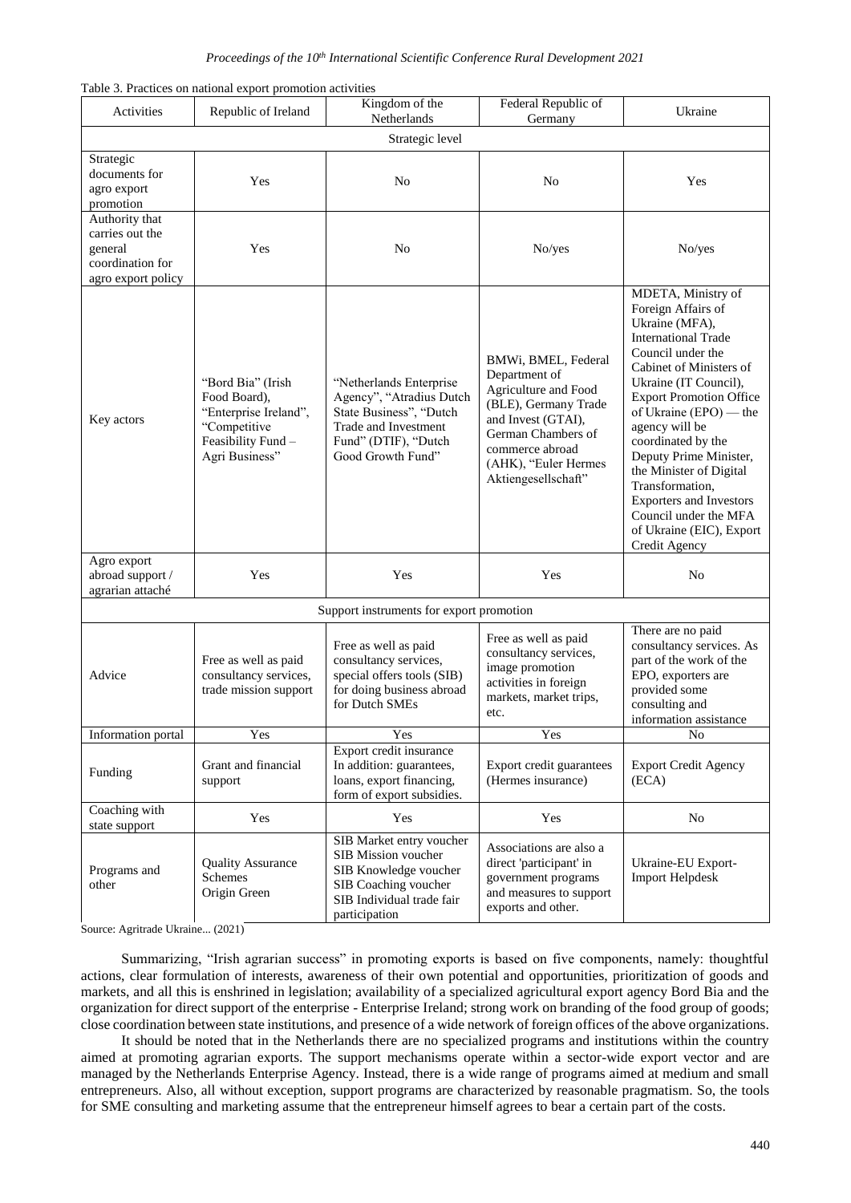Table 3. Practices on national export promotion activities

| Activities | Republic of Ireland | Kingdom of the Netherlands | Federal Republic of Germany | Ukraine |
|---|---|---|---|---|
| Strategic level | | | | |
| Strategic documents for agro export promotion | Yes | No | No | Yes |
| Authority that carries out the general coordination for agro export policy | Yes | No | No/yes | No/yes |
| Key actors | "Bord Bia" (Irish Food Board), "Enterprise Ireland", "Competitive Feasibility Fund – Agri Business" | "Netherlands Enterprise Agency", "Atradius Dutch State Business", "Dutch Trade and Investment Fund" (DTIF), "Dutch Good Growth Fund" | BMWi, BMEL, Federal Department of Agriculture and Food (BLE), Germany Trade and Invest (GTAI), German Chambers of commerce abroad (AHK), "Euler Hermes Aktiengesellschaft" | MDETA, Ministry of Foreign Affairs of Ukraine (MFA), International Trade Council under the Cabinet of Ministers of Ukraine (IT Council), Export Promotion Office of Ukraine (EPO) — the agency will be coordinated by the Deputy Prime Minister, the Minister of Digital Transformation, Exporters and Investors Council under the MFA of Ukraine (EIC), Export Credit Agency |
| Agro export abroad support / agrarian attaché | Yes | Yes | Yes | No |
| Support instruments for export promotion | | | | |
| Advice | Free as well as paid consultancy services, trade mission support | Free as well as paid consultancy services, special offers tools (SIB) for doing business abroad for Dutch SMEs | Free as well as paid consultancy services, image promotion activities in foreign markets, market trips, etc. | There are no paid consultancy services. As part of the work of the EPO, exporters are provided some consulting and information assistance |
| Information portal | Yes | Yes | Yes | No |
| Funding | Grant and financial support | Export credit insurance In addition: guarantees, loans, export financing, form of export subsidies. | Export credit guarantees (Hermes insurance) | Export Credit Agency (ECA) |
| Coaching with state support | Yes | Yes | Yes | No |
| Programs and other | Quality Assurance Schemes Origin Green | SIB Market entry voucher SIB Mission voucher SIB Knowledge voucher SIB Coaching voucher SIB Individual trade fair participation | Associations are also a direct 'participant' in government programs and measures to support exports and other. | Ukraine-EU Export-Import Helpdesk |

Source: Agritrade Ukraine... (2021)

Summarizing, "Irish agrarian success" in promoting exports is based on five components, namely: thoughtful actions, clear formulation of interests, awareness of their own potential and opportunities, prioritization of goods and markets, and all this is enshrined in legislation; availability of a specialized agricultural export agency Bord Bia and the organization for direct support of the enterprise - Enterprise Ireland; strong work on branding of the food group of goods; close coordination between state institutions, and presence of a wide network of foreign offices of the above organizations.

It should be noted that in the Netherlands there are no specialized programs and institutions within the country aimed at promoting agrarian exports. The support mechanisms operate within a sector-wide export vector and are managed by the Netherlands Enterprise Agency. Instead, there is a wide range of programs aimed at medium and small entrepreneurs. Also, all without exception, support programs are characterized by reasonable pragmatism. So, the tools for SME consulting and marketing assume that the entrepreneur himself agrees to bear a certain part of the costs.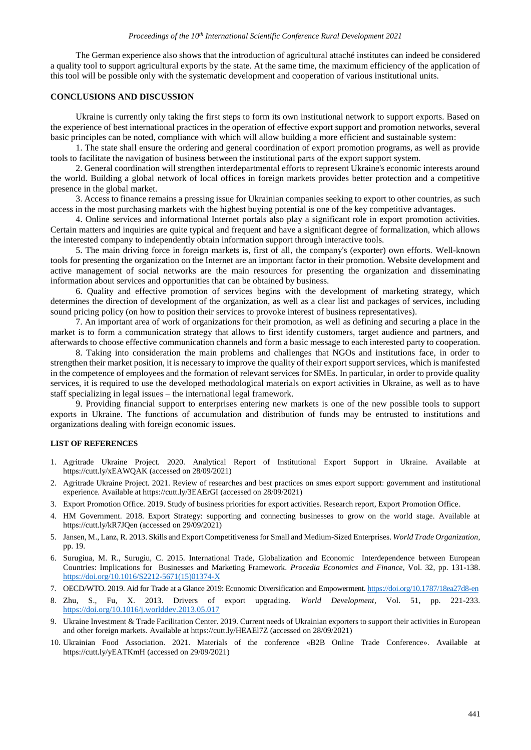The German experience also shows that the introduction of agricultural attaché institutes can indeed be considered a quality tool to support agricultural exports by the state. At the same time, the maximum efficiency of the application of this tool will be possible only with the systematic development and cooperation of various institutional units.

## CONCLUSIONS AND DISCUSSION

Ukraine is currently only taking the first steps to form its own institutional network to support exports. Based on the experience of best international practices in the operation of effective export support and promotion networks, several basic principles can be noted, compliance with which will allow building a more efficient and sustainable system:

1. The state shall ensure the ordering and general coordination of export promotion programs, as well as provide tools to facilitate the navigation of business between the institutional parts of the export support system.
2. General coordination will strengthen interdepartmental efforts to represent Ukraine's economic interests around the world. Building a global network of local offices in foreign markets provides better protection and a competitive presence in the global market.
3. Access to finance remains a pressing issue for Ukrainian companies seeking to export to other countries, as such access in the most purchasing markets with the highest buying potential is one of the key competitive advantages.
4. Online services and informational Internet portals also play a significant role in export promotion activities. Certain matters and inquiries are quite typical and frequent and have a significant degree of formalization, which allows the interested company to independently obtain information support through interactive tools.
5. The main driving force in foreign markets is, first of all, the company's (exporter) own efforts. Well-known tools for presenting the organization on the Internet are an important factor in their promotion. Website development and active management of social networks are the main resources for presenting the organization and disseminating information about services and opportunities that can be obtained by business.
6. Quality and effective promotion of services begins with the development of marketing strategy, which determines the direction of development of the organization, as well as a clear list and packages of services, including sound pricing policy (on how to position their services to provoke interest of business representatives).
7. An important area of work of organizations for their promotion, as well as defining and securing a place in the market is to form a communication strategy that allows to first identify customers, target audience and partners, and afterwards to choose effective communication channels and form a basic message to each interested party to cooperation.
8. Taking into consideration the main problems and challenges that NGOs and institutions face, in order to strengthen their market position, it is necessary to improve the quality of their export support services, which is manifested in the competence of employees and the formation of relevant services for SMEs. In particular, in order to provide quality services, it is required to use the developed methodological materials on export activities in Ukraine, as well as to have staff specializing in legal issues – the international legal framework.
9. Providing financial support to enterprises entering new markets is one of the new possible tools to support exports in Ukraine. The functions of accumulation and distribution of funds may be entrusted to institutions and organizations dealing with foreign economic issues.

### LIST OF REFERENCES

1. Agritrade Ukraine Project. 2020. Analytical Report of Institutional Export Support in Ukraine. Available at https://cutt.ly/xEAWQAK (accessed on 28/09/2021)
2. Agritrade Ukraine Project. 2021. Review of researches and best practices on smes export support: government and institutional experience. Available at https://cutt.ly/3EAErGI (accessed on 28/09/2021)
3. Export Promotion Office. 2019. Study of business priorities for export activities. Research report, Export Promotion Office.
4. HM Government. 2018. Export Strategy: supporting and connecting businesses to grow on the world stage. Available at https://cutt.ly/kR7JQen (accessed on 29/09/2021)
5. Jansen, M., Lanz, R. 2013. Skills and Export Competitiveness for Small and Medium-Sized Enterprises. *World Trade Organization*, pp. 19.
6. Surugiua, M. R., Surugiu, C. 2015. International Trade, Globalization and Economic Interdependence between European Countries: Implications for Businesses and Marketing Framework. *Procedia Economics and Finance,* Vol. 32, pp. 131-138. https://doi.org/10.1016/S2212-5671(15)01374-X
7. OECD/WTO. 2019. Aid for Trade at a Glance 2019: Economic Diversification and Empowerment. https://doi.org/10.1787/18ea27d8-en
8. Zhu, S., Fu, X. 2013. Drivers of export upgrading. *World Development*, Vol. 51, pp. 221-233. https://doi.org/10.1016/j.worlddev.2013.05.017
9. Ukraine Investment & Trade Facilitation Center. 2019. Current needs of Ukrainian exporters to support their activities in European and other foreign markets. Available at https://cutt.ly/HEAEl7Z (accessed on 28/09/2021)
10. Ukrainian Food Association. 2021. Materials of the conference «B2B Online Trade Conference». Available at https://cutt.ly/yEATKmH (accessed on 29/09/2021)